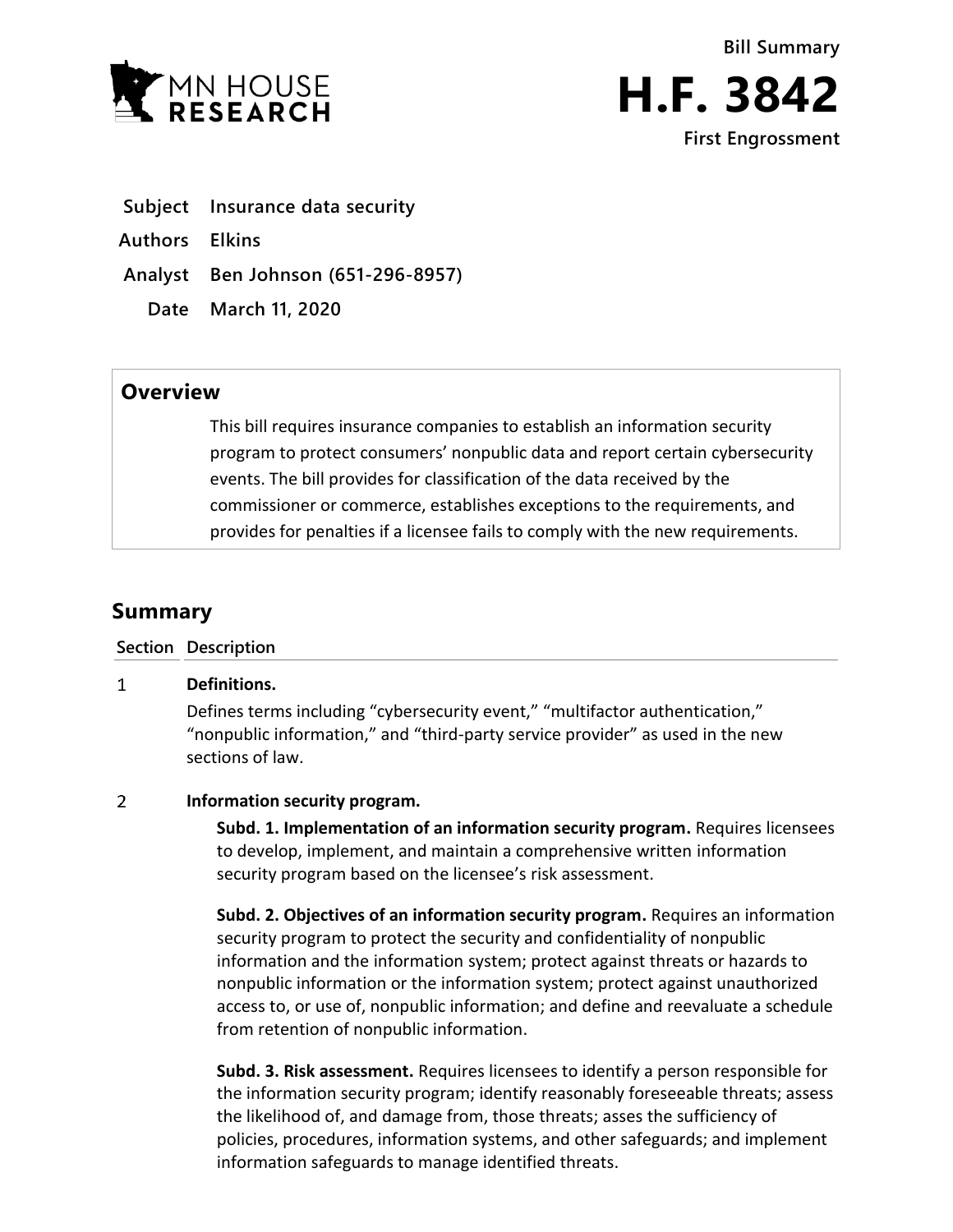**Bill Summary**

# H.F. 3842

**First Engrossment**

| | |
|---|---|
| **Subject** | **Insurance data security** |
| **Authors** | **Elkins** |
| **Analyst** | **Ben Johnson (651-296-8957)** |
| **Date** | **March 11, 2020** |

## Overview

This bill requires insurance companies to establish an information security program to protect consumers' nonpublic data and report certain cybersecurity events. The bill provides for classification of the data received by the commissioner or commerce, establishes exceptions to the requirements, and provides for penalties if a licensee fails to comply with the new requirements.

## Summary

| Section | Description |
|---|---|
| 1 | **Definitions.**<br>Defines terms including "cybersecurity event," "multifactor authentication," "nonpublic information," and "third-party service provider" as used in the new sections of law. |
| 2 | **Information security program.**<br>**Subd. 1. Implementation of an information security program.** Requires licensees to develop, implement, and maintain a comprehensive written information security program based on the licensee's risk assessment.<br><br>**Subd. 2. Objectives of an information security program.** Requires an information security program to protect the security and confidentiality of nonpublic information and the information system; protect against threats or hazards to nonpublic information or the information system; protect against unauthorized access to, or use of, nonpublic information; and define and reevaluate a schedule from retention of nonpublic information.<br><br>**Subd. 3. Risk assessment.** Requires licensees to identify a person responsible for the information security program; identify reasonably foreseeable threats; assess the likelihood of, and damage from, those threats; asses the sufficiency of policies, procedures, information systems, and other safeguards; and implement information safeguards to manage identified threats. |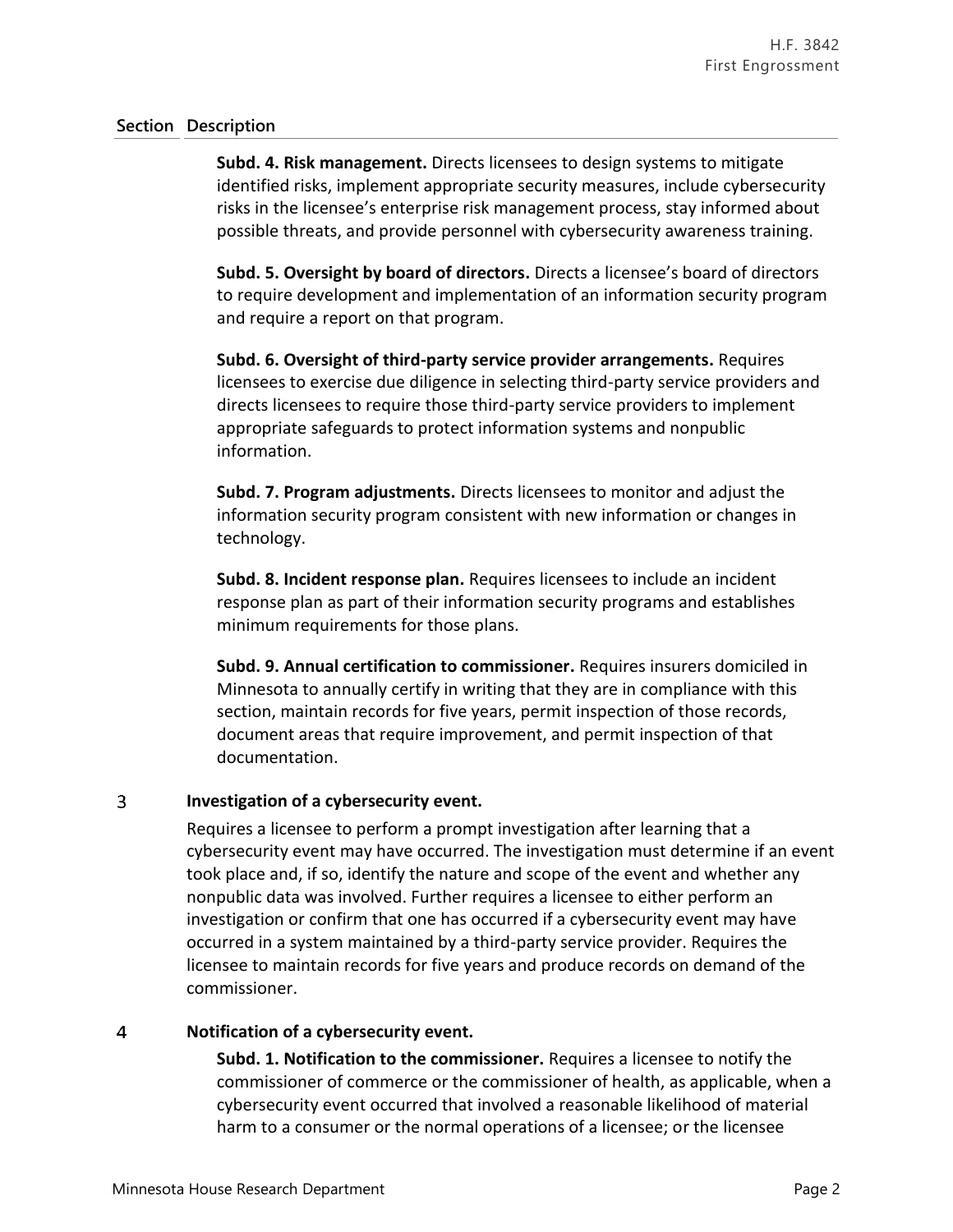| Section | Description |
|---|---|
| | **Subd. 4. Risk management.** Directs licensees to design systems to mitigate identified risks, implement appropriate security measures, include cybersecurity risks in the licensee's enterprise risk management process, stay informed about possible threats, and provide personnel with cybersecurity awareness training. |
| | **Subd. 5. Oversight by board of directors.** Directs a licensee's board of directors to require development and implementation of an information security program and require a report on that program. |
| | **Subd. 6. Oversight of third-party service provider arrangements.** Requires licensees to exercise due diligence in selecting third-party service providers and directs licensees to require those third-party service providers to implement appropriate safeguards to protect information systems and nonpublic information. |
| | **Subd. 7. Program adjustments.** Directs licensees to monitor and adjust the information security program consistent with new information or changes in technology. |
| | **Subd. 8. Incident response plan.** Requires licensees to include an incident response plan as part of their information security programs and establishes minimum requirements for those plans. |
| | **Subd. 9. Annual certification to commissioner.** Requires insurers domiciled in Minnesota to annually certify in writing that they are in compliance with this section, maintain records for five years, permit inspection of those records, document areas that require improvement, and permit inspection of that documentation. |
| 3 | **Investigation of a cybersecurity event.** |
| | Requires a licensee to perform a prompt investigation after learning that a cybersecurity event may have occurred. The investigation must determine if an event took place and, if so, identify the nature and scope of the event and whether any nonpublic data was involved. Further requires a licensee to either perform an investigation or confirm that one has occurred if a cybersecurity event may have occurred in a system maintained by a third-party service provider. Requires the licensee to maintain records for five years and produce records on demand of the commissioner. |
| 4 | **Notification of a cybersecurity event.** |
| | **Subd. 1. Notification to the commissioner.** Requires a licensee to notify the commissioner of commerce or the commissioner of health, as applicable, when a cybersecurity event occurred that involved a reasonable likelihood of material harm to a consumer or the normal operations of a licensee; or the licensee |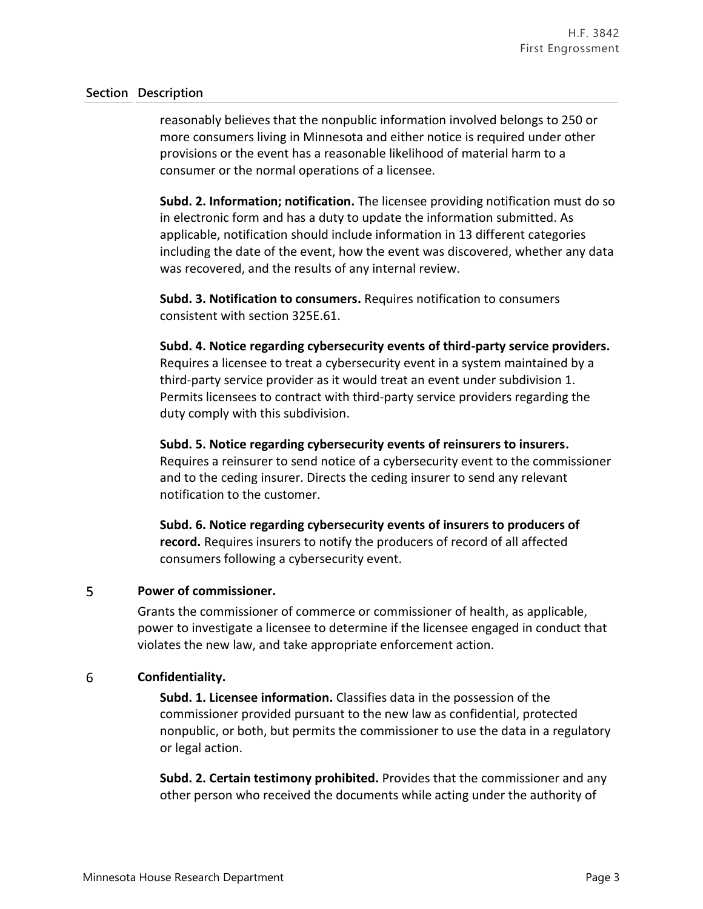| Section | Description |
|---|---|
| | reasonably believes that the nonpublic information involved belongs to 250 or more consumers living in Minnesota and either notice is required under other provisions or the event has a reasonable likelihood of material harm to a consumer or the normal operations of a licensee.<br><br>**Subd. 2. Information; notification.** The licensee providing notification must do so in electronic form and has a duty to update the information submitted. As applicable, notification should include information in 13 different categories including the date of the event, how the event was discovered, whether any data was recovered, and the results of any internal review.<br><br>**Subd. 3. Notification to consumers.** Requires notification to consumers consistent with section 325E.61.<br><br>**Subd. 4. Notice regarding cybersecurity events of third-party service providers.** Requires a licensee to treat a cybersecurity event in a system maintained by a third-party service provider as it would treat an event under subdivision 1. Permits licensees to contract with third-party service providers regarding the duty comply with this subdivision.<br><br>**Subd. 5. Notice regarding cybersecurity events of reinsurers to insurers.** Requires a reinsurer to send notice of a cybersecurity event to the commissioner and to the ceding insurer. Directs the ceding insurer to send any relevant notification to the customer.<br><br>**Subd. 6. Notice regarding cybersecurity events of insurers to producers of record.** Requires insurers to notify the producers of record of all affected consumers following a cybersecurity event. |
| 5 | **Power of commissioner.**<br><br>Grants the commissioner of commerce or commissioner of health, as applicable, power to investigate a licensee to determine if the licensee engaged in conduct that violates the new law, and take appropriate enforcement action. |
| 6 | **Confidentiality.**<br><br>**Subd. 1. Licensee information.** Classifies data in the possession of the commissioner provided pursuant to the new law as confidential, protected nonpublic, or both, but permits the commissioner to use the data in a regulatory or legal action.<br><br>**Subd. 2. Certain testimony prohibited.** Provides that the commissioner and any other person who received the documents while acting under the authority of |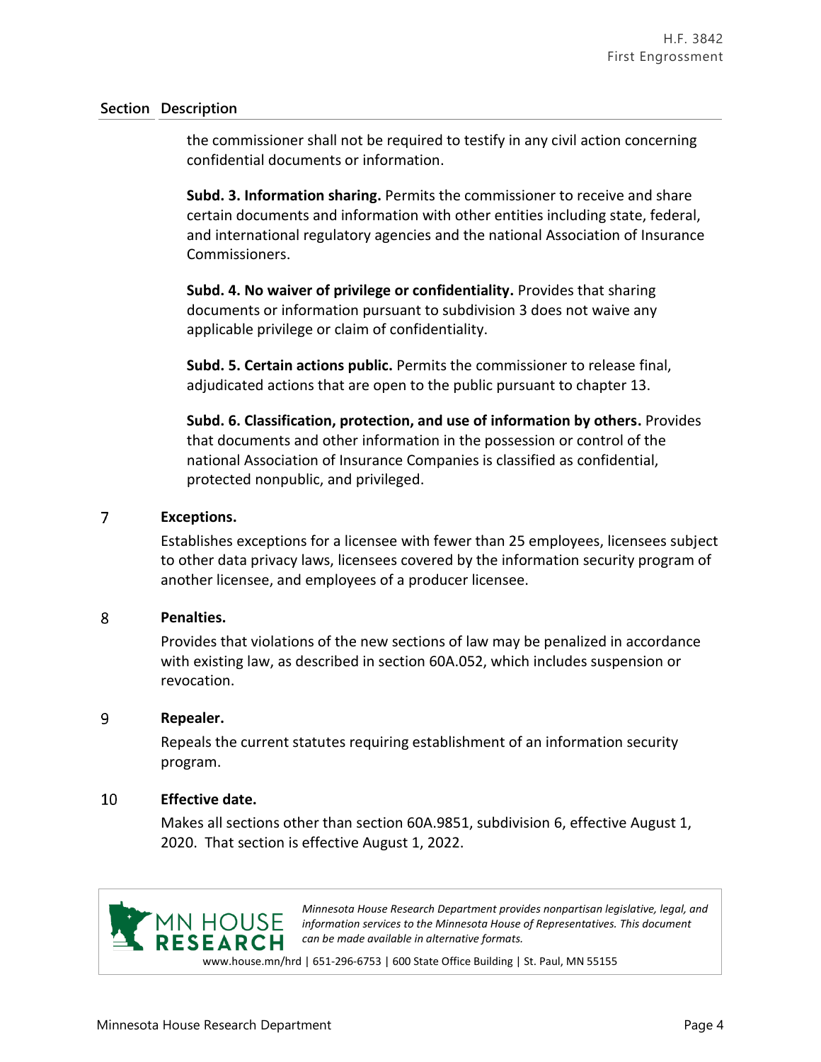| Section | Description |
|---|---|
| | the commissioner shall not be required to testify in any civil action concerning confidential documents or information.<br><br>**Subd. 3. Information sharing.** Permits the commissioner to receive and share certain documents and information with other entities including state, federal, and international regulatory agencies and the national Association of Insurance Commissioners.<br><br>**Subd. 4. No waiver of privilege or confidentiality.** Provides that sharing documents or information pursuant to subdivision 3 does not waive any applicable privilege or claim of confidentiality.<br><br>**Subd. 5. Certain actions public.** Permits the commissioner to release final, adjudicated actions that are open to the public pursuant to chapter 13.<br><br>**Subd. 6. Classification, protection, and use of information by others.** Provides that documents and other information in the possession or control of the national Association of Insurance Companies is classified as confidential, protected nonpublic, and privileged. |
| 7 | **Exceptions.**<br><br>Establishes exceptions for a licensee with fewer than 25 employees, licensees subject to other data privacy laws, licensees covered by the information security program of another licensee, and employees of a producer licensee. |
| 8 | **Penalties.**<br><br>Provides that violations of the new sections of law may be penalized in accordance with existing law, as described in section 60A.052, which includes suspension or revocation. |
| 9 | **Repealer.**<br><br>Repeals the current statutes requiring establishment of an information security program. |
| 10 | **Effective date.**<br><br>Makes all sections other than section 60A.9851, subdivision 6, effective August 1, 2020. That section is effective August 1, 2022. |

MN HOUSE RESEARCH

*Minnesota House Research Department provides nonpartisan legislative, legal, and information services to the Minnesota House of Representatives. This document can be made available in alternative formats.*

www.house.mn/hrd | 651-296-6753 | 600 State Office Building | St. Paul, MN 55155